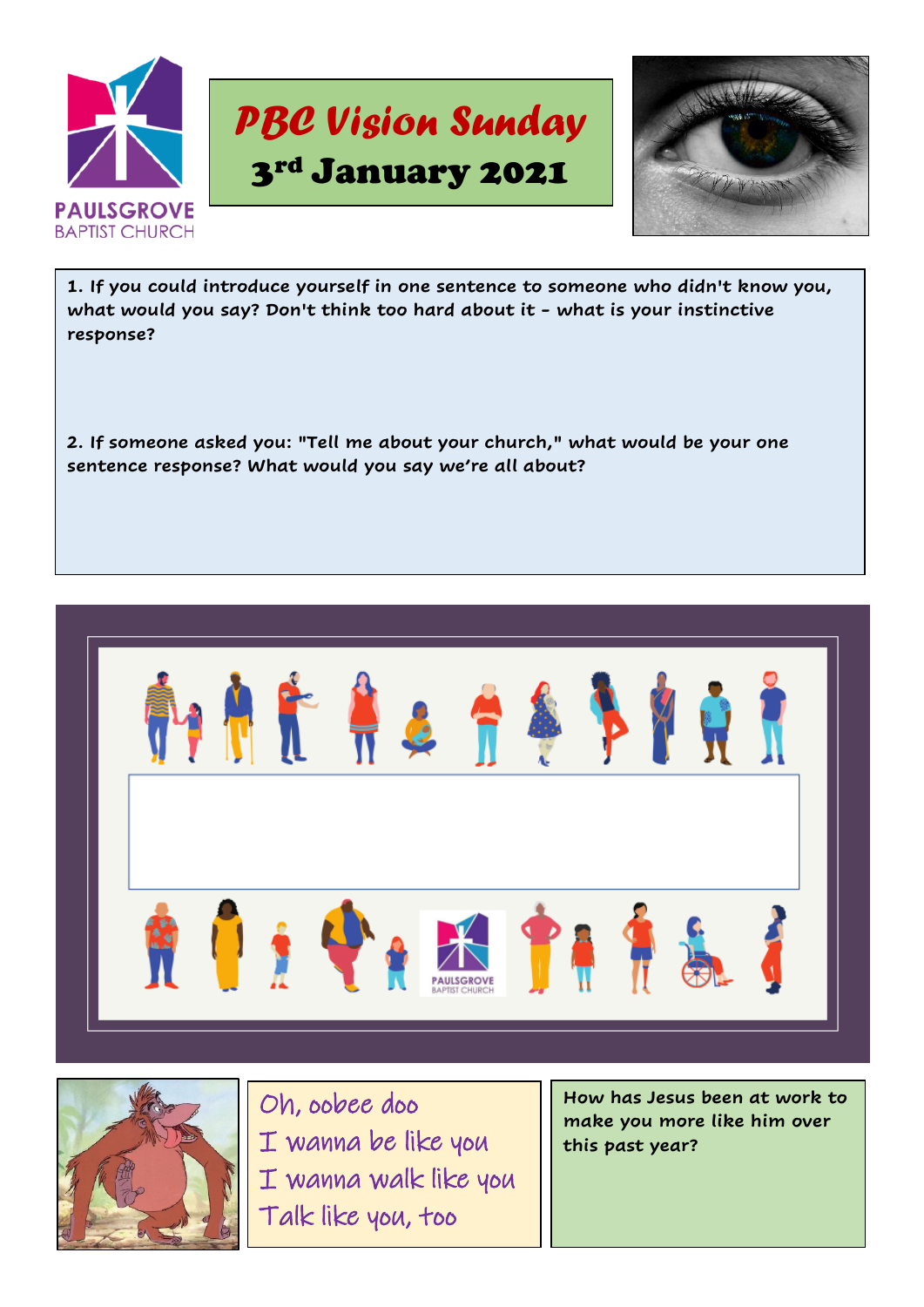# PBC Vision Sunday

## 3rd January 2021

**1. If you could introduce yourself in one sentence to someone who didn't know you, what would you say? Don't think too hard about it - what is your instinctive response?**

**2. If someone asked you: "Tell me about your church," what would be your one sentence response? What would you say we're all about?**

Oh, oobee doo
I wanna be like you
I wanna walk like you
Talk like you, too

**How has Jesus been at work to make you more like him over this past year?**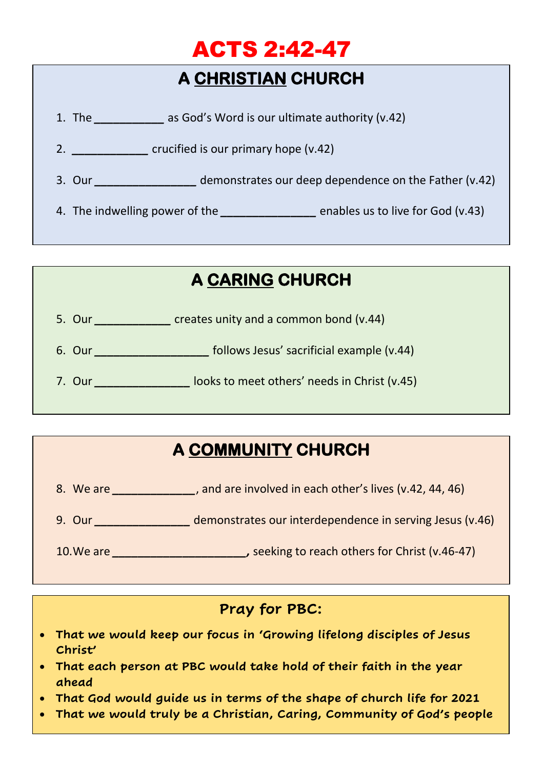# ACTS 2:42-47

## A <u>CHRISTIAN</u> CHURCH

1. The ___________ as God's Word is our ultimate authority (v.42)
2. ____________ crucified is our primary hope (v.42)
3. Our ________________ demonstrates our deep dependence on the Father (v.42)
4. The indwelling power of the _______________ enables us to live for God (v.43)

## A <u>CARING</u> CHURCH

5. Our ____________ creates unity and a common bond (v.44)
6. Our __________________ follows Jesus' sacrificial example (v.44)
7. Our _______________ looks to meet others' needs in Christ (v.45)

## A <u>COMMUNITY</u> CHURCH

8. We are _____________, and are involved in each other's lives (v.42, 44, 46)
9. Our _______________ demonstrates our interdependence in serving Jesus (v.46)
10. We are _____________________, seeking to reach others for Christ (v.46-47)

### Pray for PBC:

- **That we would keep our focus in 'Growing lifelong disciples of Jesus Christ'**
- **That each person at PBC would take hold of their faith in the year ahead**
- **That God would guide us in terms of the shape of church life for 2021**
- **That we would truly be a Christian, Caring, Community of God's people**